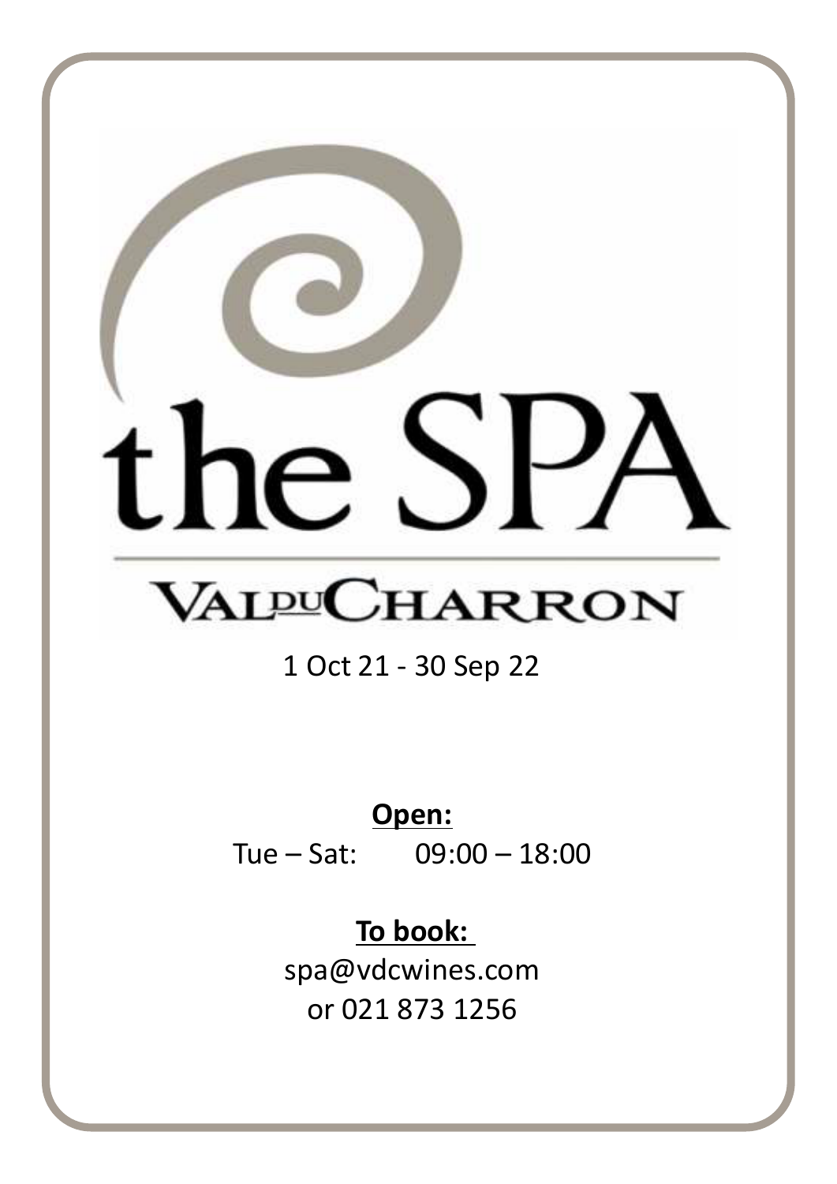# the SPA

## VAL DU CHARRON

1 Oct 21 - 30 Sep 22

**Open:**

Tue – Sat: 09:00 – 18:00

**To book:**

spa@vdcwines.com

or 021 873 1256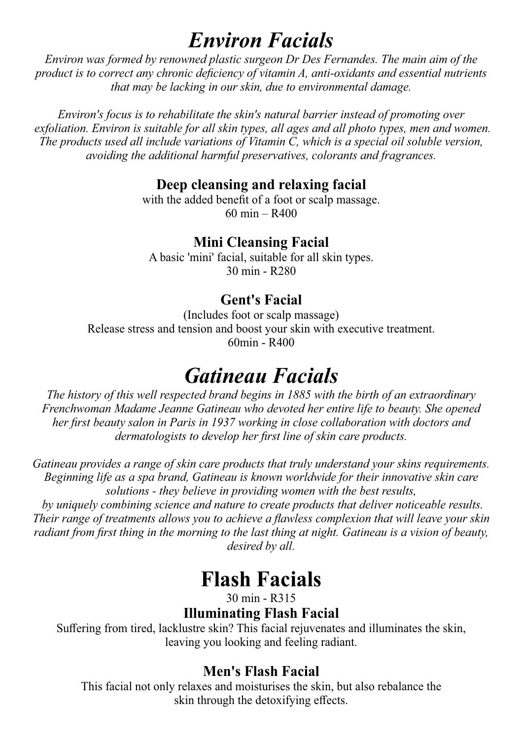# *Environ Facials*

*Environ was formed by renowned plastic surgeon Dr Des Fernandes. The main aim of the product is to correct any chronic deficiency of vitamin A, anti-oxidants and essential nutrients that may be lacking in our skin, due to environmental damage.*

*Environ's focus is to rehabilitate the skin's natural barrier instead of promoting over exfoliation. Environ is suitable for all skin types, all ages and all photo types, men and women. The products used all include variations of Vitamin C, which is a special oil soluble version, avoiding the additional harmful preservatives, colorants and fragrances.*

### Deep cleansing and relaxing facial

with the added benefit of a foot or scalp massage.
60 min – R400

### Mini Cleansing Facial

A basic 'mini' facial, suitable for all skin types.
30 min - R280

### Gent's Facial

(Includes foot or scalp massage)
Release stress and tension and boost your skin with executive treatment.
60min - R400

# *Gatineau Facials*

*The history of this well respected brand begins in 1885 with the birth of an extraordinary Frenchwoman Madame Jeanne Gatineau who devoted her entire life to beauty. She opened her first beauty salon in Paris in 1937 working in close collaboration with doctors and dermatologists to develop her first line of skin care products.*

*Gatineau provides a range of skin care products that truly understand your skins requirements. Beginning life as a spa brand, Gatineau is known worldwide for their innovative skin care solutions - they believe in providing women with the best results, by uniquely combining science and nature to create products that deliver noticeable results. Their range of treatments allows you to achieve a flawless complexion that will leave your skin radiant from first thing in the morning to the last thing at night. Gatineau is a vision of beauty, desired by all.*

# Flash Facials

30 min - R315

### Illuminating Flash Facial

Suffering from tired, lacklustre skin? This facial rejuvenates and illuminates the skin, leaving you looking and feeling radiant.

### Men's Flash Facial

This facial not only relaxes and moisturises the skin, but also rebalance the skin through the detoxifying effects.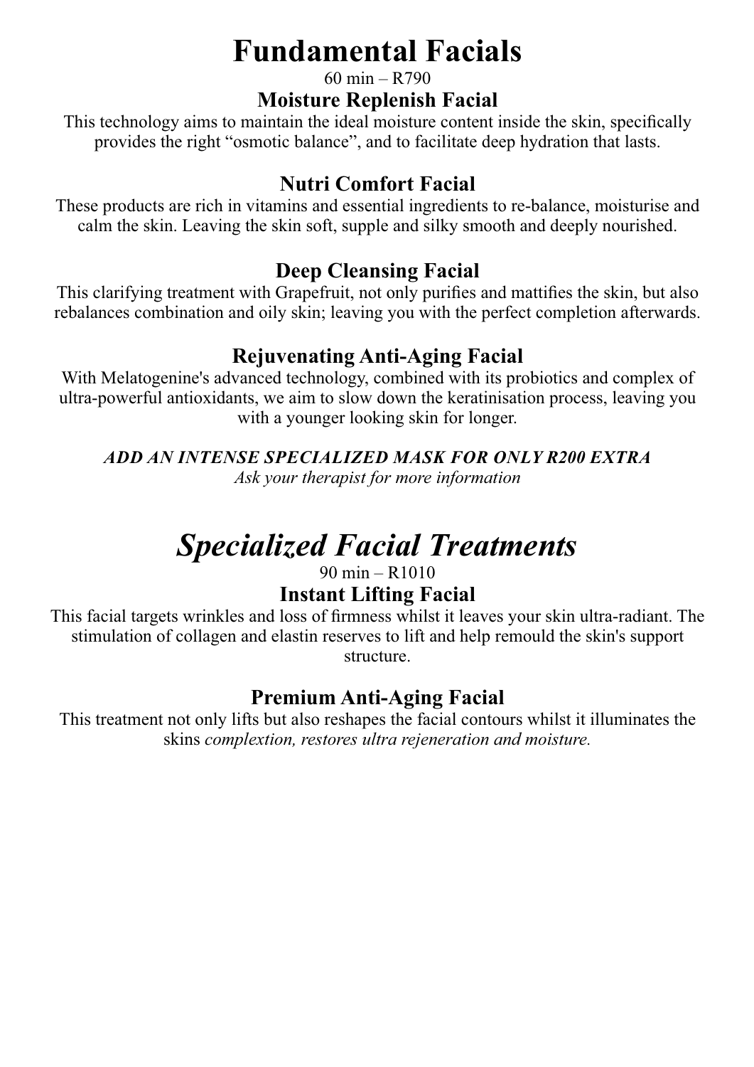# Fundamental Facials

60 min – R790

## Moisture Replenish Facial

This technology aims to maintain the ideal moisture content inside the skin, specifically provides the right "osmotic balance", and to facilitate deep hydration that lasts.

## Nutri Comfort Facial

These products are rich in vitamins and essential ingredients to re-balance, moisturise and calm the skin. Leaving the skin soft, supple and silky smooth and deeply nourished.

## Deep Cleansing Facial

This clarifying treatment with Grapefruit, not only purifies and mattifies the skin, but also rebalances combination and oily skin; leaving you with the perfect completion afterwards.

## Rejuvenating Anti-Aging Facial

With Melatogenine's advanced technology, combined with its probiotics and complex of ultra-powerful antioxidants, we aim to slow down the keratinisation process, leaving you with a younger looking skin for longer.

***ADD AN INTENSE SPECIALIZED MASK FOR ONLY R200 EXTRA***

*Ask your therapist for more information*

# *Specialized Facial Treatments*

90 min – R1010

## Instant Lifting Facial

This facial targets wrinkles and loss of firmness whilst it leaves your skin ultra-radiant. The stimulation of collagen and elastin reserves to lift and help remould the skin's support structure.

## Premium Anti-Aging Facial

This treatment not only lifts but also reshapes the facial contours whilst it illuminates the skins *complextion, restores ultra rejeneration and moisture.*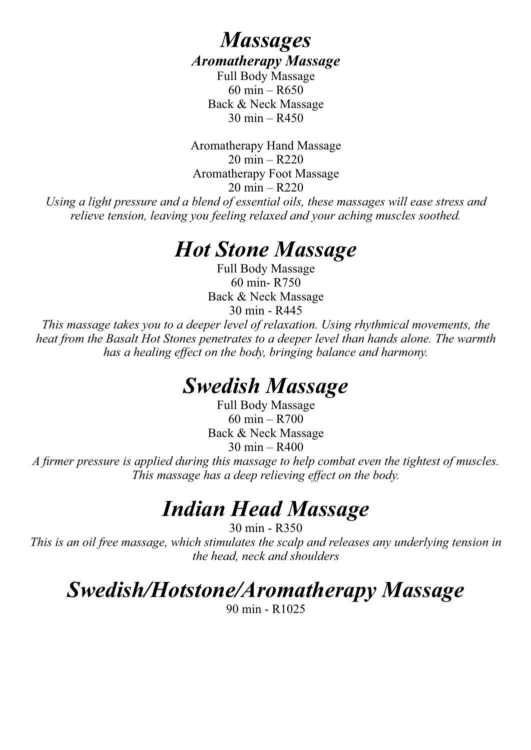# *Massages*

### *Aromatherapy Massage*

Full Body Massage
60 min – R650
Back & Neck Massage
30 min – R450

Aromatherapy Hand Massage
20 min – R220
Aromatherapy Foot Massage
20 min – R220

*Using a light pressure and a blend of essential oils, these massages will ease stress and relieve tension, leaving you feeling relaxed and your aching muscles soothed.*

## *Hot Stone Massage*

Full Body Massage
60 min- R750
Back & Neck Massage
30 min - R445

*This massage takes you to a deeper level of relaxation. Using rhythmical movements, the heat from the Basalt Hot Stones penetrates to a deeper level than hands alone. The warmth has a healing effect on the body, bringing balance and harmony.*

## *Swedish Massage*

Full Body Massage
60 min – R700
Back & Neck Massage
30 min – R400

*A firmer pressure is applied during this massage to help combat even the tightest of muscles. This massage has a deep relieving effect on the body.*

## *Indian Head Massage*

30 min - R350

*This is an oil free massage, which stimulates the scalp and releases any underlying tension in the head, neck and shoulders*

## *Swedish/Hotstone/Aromatherapy Massage*

90 min - R1025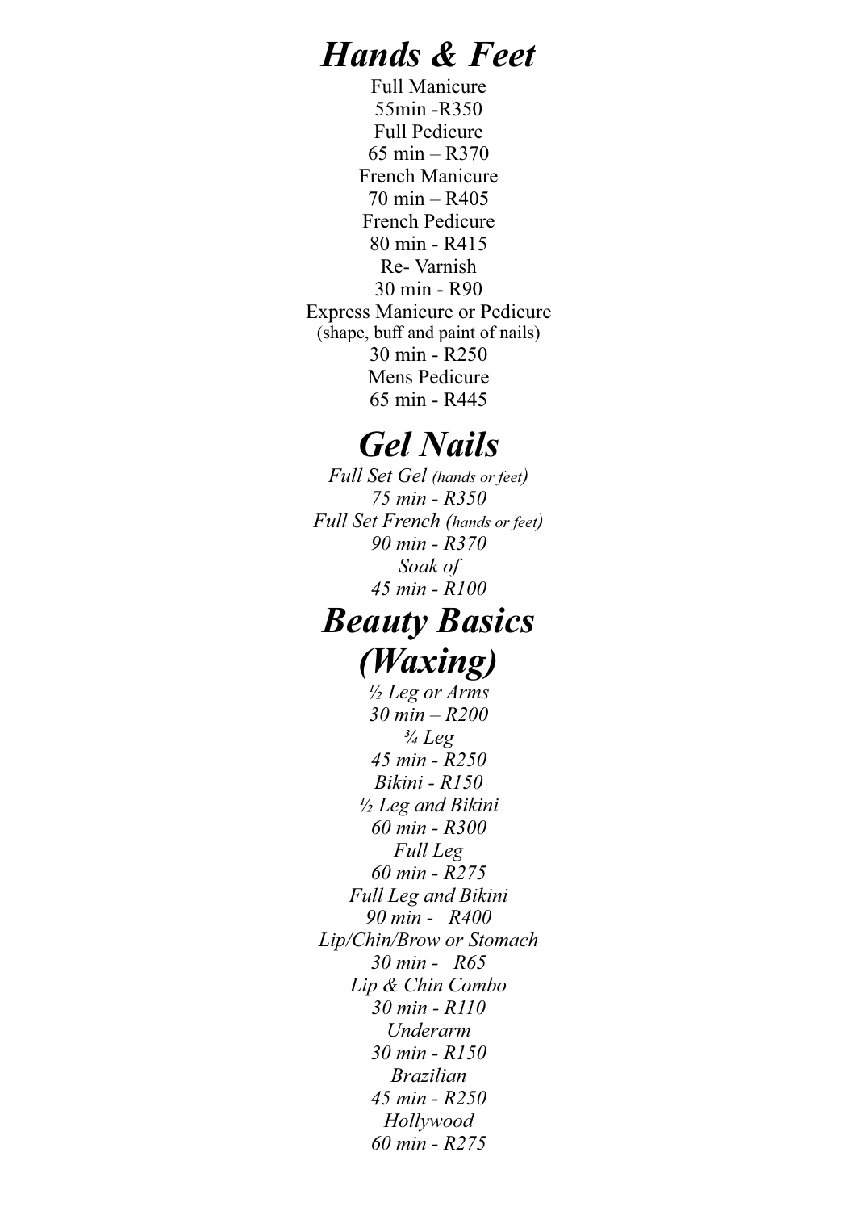# *Hands & Feet*

Full Manicure
55min -R350
Full Pedicure
65 min – R370
French Manicure
70 min – R405
French Pedicure
80 min - R415
Re- Varnish
30 min - R90
Express Manicure or Pedicure
(shape, buff and paint of nails)
30 min - R250
Mens Pedicure
65 min - R445

# *Gel Nails*

*Full Set Gel (hands or feet)*
*75 min - R350*
*Full Set French (hands or feet)*
*90 min - R370*
*Soak of*
*45 min - R100*

# *Beauty Basics (Waxing)*

*½ Leg or Arms*
*30 min – R200*
*¾ Leg*
*45 min - R250*
*Bikini - R150*
*½ Leg and Bikini*
*60 min - R300*
*Full Leg*
*60 min - R275*
*Full Leg and Bikini*
*90 min - R400*
*Lip/Chin/Brow or Stomach*
*30 min - R65*
*Lip & Chin Combo*
*30 min - R110*
*Underarm*
*30 min - R150*
*Brazilian*
*45 min - R250*
*Hollywood*
*60 min - R275*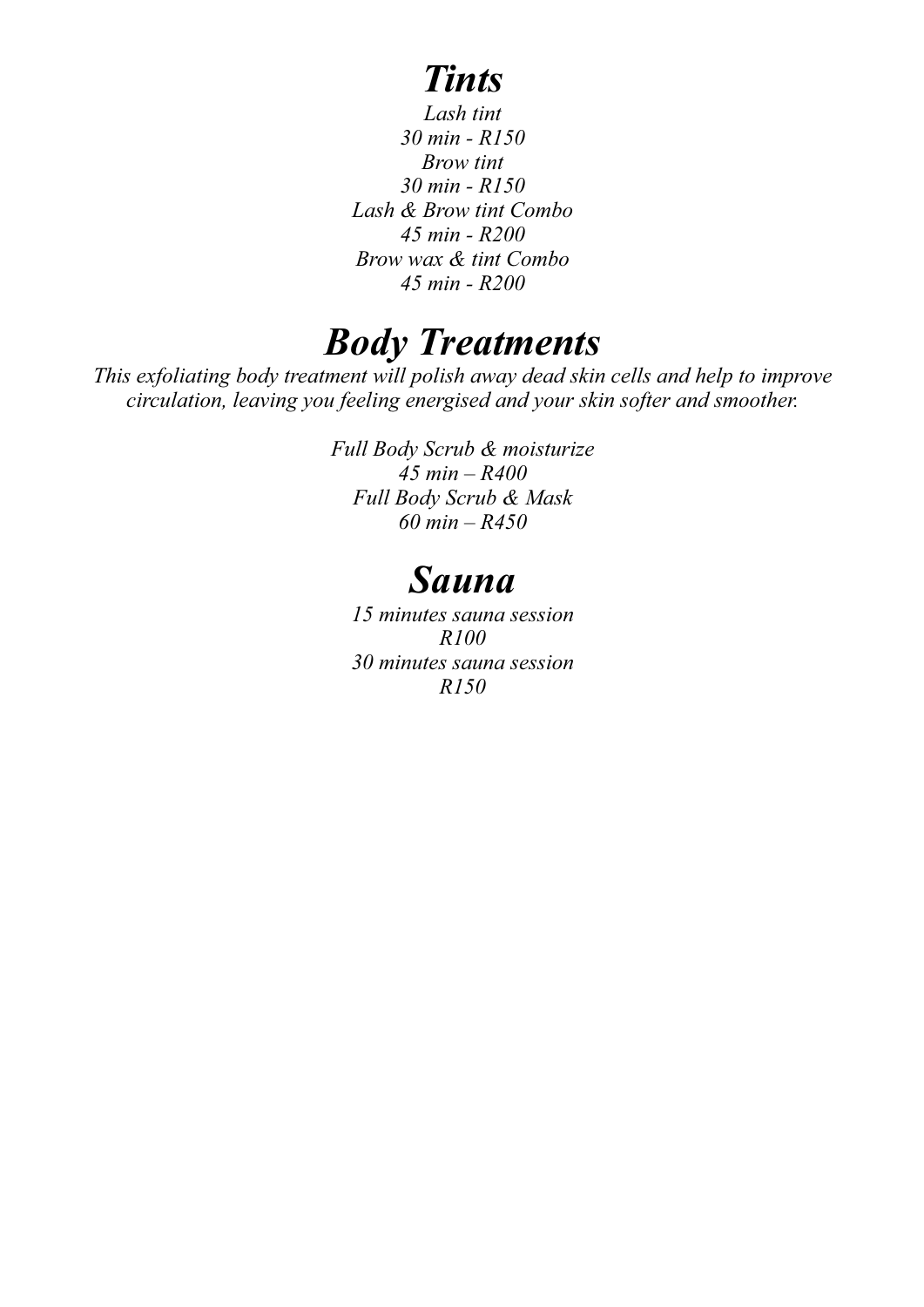# *Tints*

*Lash tint*
*30 min - R150*
*Brow tint*
*30 min - R150*
*Lash & Brow tint Combo*
*45 min - R200*
*Brow wax & tint Combo*
*45 min - R200*

# *Body Treatments*

*This exfoliating body treatment will polish away dead skin cells and help to improve circulation, leaving you feeling energised and your skin softer and smoother.*

*Full Body Scrub & moisturize*
*45 min – R400*
*Full Body Scrub & Mask*
*60 min – R450*

# *Sauna*

*15 minutes sauna session*
*R100*
*30 minutes sauna session*
*R150*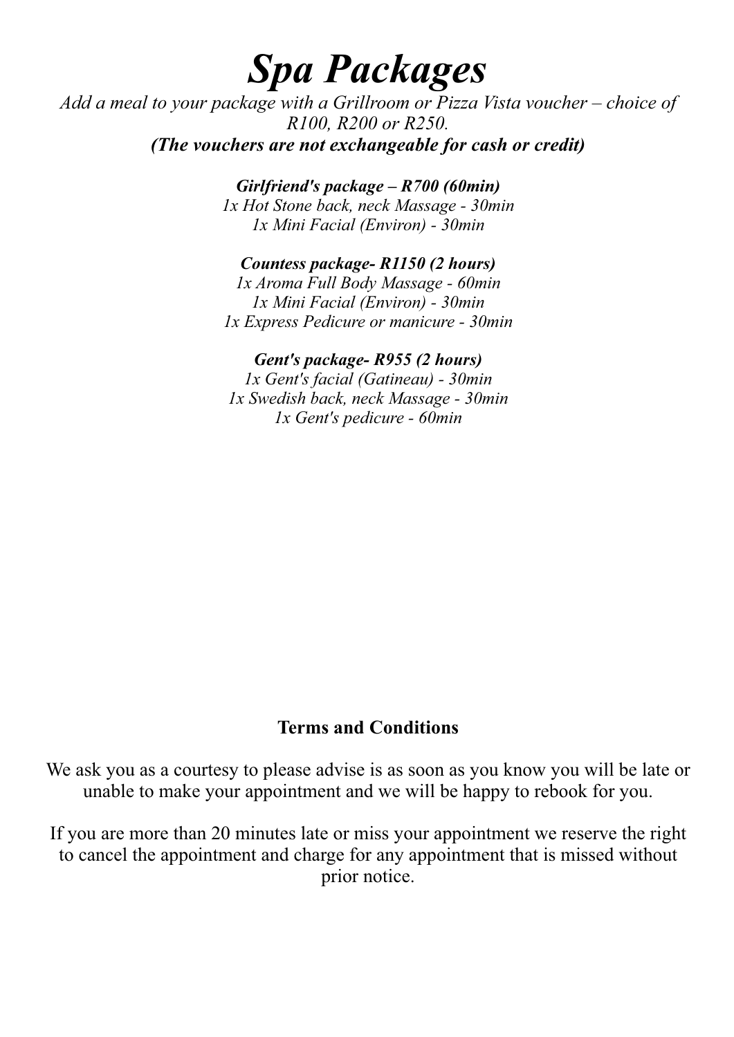# *Spa Packages*

*Add a meal to your package with a Grillroom or Pizza Vista voucher – choice of R100, R200 or R250.*

***(The vouchers are not exchangeable for cash or credit)***

***Girlfriend's package – R700 (60min)***

*1x Hot Stone back, neck Massage - 30min*

*1x Mini Facial (Environ) - 30min*

***Countess package- R1150 (2 hours)***

*1x Aroma Full Body Massage - 60min*

*1x Mini Facial (Environ) - 30min*

*1x Express Pedicure or manicure - 30min*

***Gent's package- R955 (2 hours)***

*1x Gent's facial (Gatineau) - 30min*

*1x Swedish back, neck Massage - 30min*

*1x Gent's pedicure - 60min*

**Terms and Conditions**

We ask you as a courtesy to please advise is as soon as you know you will be late or unable to make your appointment and we will be happy to rebook for you.

If you are more than 20 minutes late or miss your appointment we reserve the right to cancel the appointment and charge for any appointment that is missed without prior notice.